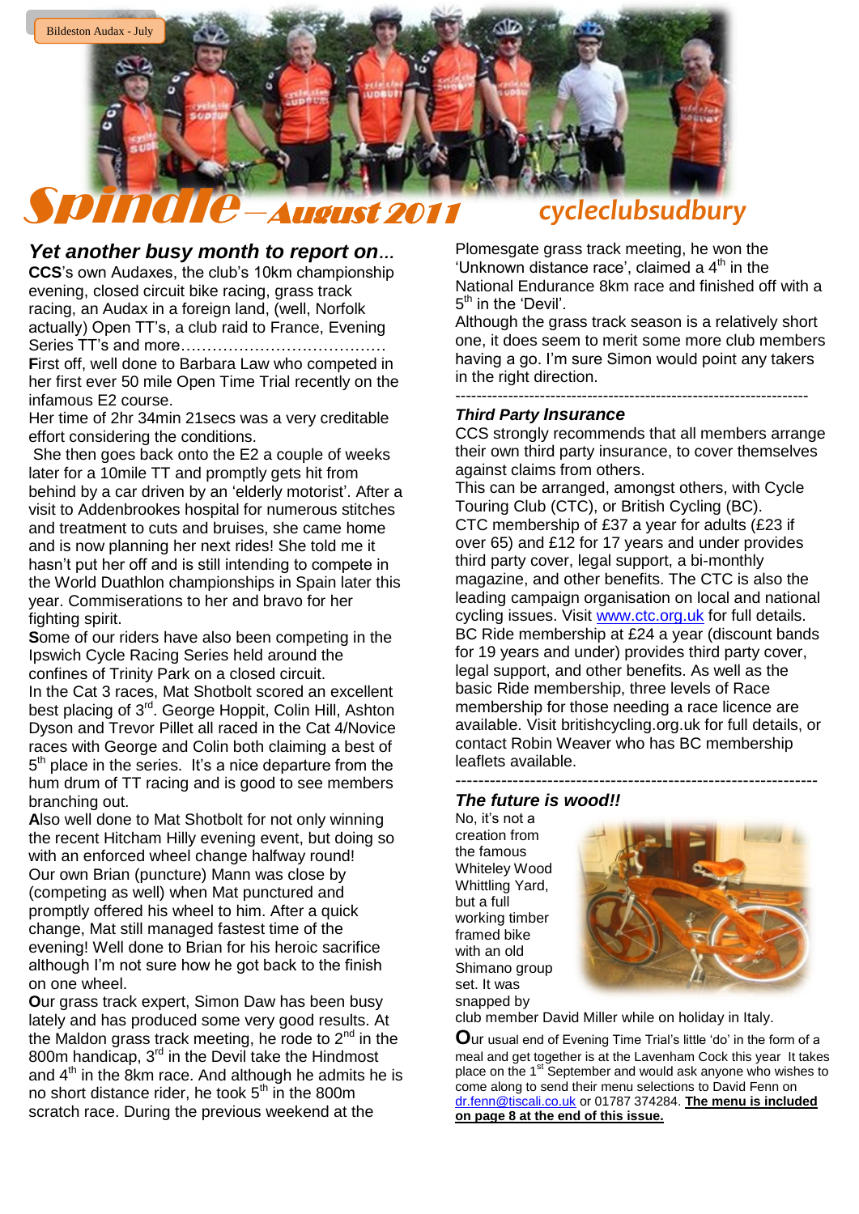Bildeston Audax - July

# Spindle – August 2011

cycleclubsudbury

## *Yet another busy month to report on...*

**CCS**'s own Audaxes, the club's 10km championship evening, closed circuit bike racing, grass track racing, an Audax in a foreign land, (well, Norfolk actually) Open TT's, a club raid to France, Evening Series TT's and more…………………………………

**F**irst off, well done to Barbara Law who competed in her first ever 50 mile Open Time Trial recently on the infamous E2 course.

Her time of 2hr 34min 21secs was a very creditable effort considering the conditions.

She then goes back onto the E2 a couple of weeks later for a 10mile TT and promptly gets hit from behind by a car driven by an 'elderly motorist'. After a visit to Addenbrookes hospital for numerous stitches and treatment to cuts and bruises, she came home and is now planning her next rides! She told me it hasn't put her off and is still intending to compete in the World Duathlon championships in Spain later this year. Commiserations to her and bravo for her fighting spirit.

**S**ome of our riders have also been competing in the Ipswich Cycle Racing Series held around the confines of Trinity Park on a closed circuit.

In the Cat 3 races, Mat Shotbolt scored an excellent best placing of 3rd. George Hoppit, Colin Hill, Ashton Dyson and Trevor Pillet all raced in the Cat 4/Novice races with George and Colin both claiming a best of 5th place in the series. It's a nice departure from the hum drum of TT racing and is good to see members branching out.

**A**lso well done to Mat Shotbolt for not only winning the recent Hitcham Hilly evening event, but doing so with an enforced wheel change halfway round! Our own Brian (puncture) Mann was close by (competing as well) when Mat punctured and promptly offered his wheel to him. After a quick change, Mat still managed fastest time of the evening! Well done to Brian for his heroic sacrifice although I'm not sure how he got back to the finish on one wheel.

**O**ur grass track expert, Simon Daw has been busy lately and has produced some very good results. At the Maldon grass track meeting, he rode to 2nd in the 800m handicap, 3rd in the Devil take the Hindmost and 4th in the 8km race. And although he admits he is no short distance rider, he took 5th in the 800m scratch race. During the previous weekend at the Plomesgate grass track meeting, he won the 'Unknown distance race', claimed a 4th in the National Endurance 8km race and finished off with a 5th in the 'Devil'.

Although the grass track season is a relatively short one, it does seem to merit some more club members having a go. I'm sure Simon would point any takers in the right direction.

---

### *Third Party Insurance*

CCS strongly recommends that all members arrange their own third party insurance, to cover themselves against claims from others.

This can be arranged, amongst others, with Cycle Touring Club (CTC), or British Cycling (BC).

CTC membership of £37 a year for adults (£23 if over 65) and £12 for 17 years and under provides third party cover, legal support, a bi-monthly magazine, and other benefits. The CTC is also the leading campaign organisation on local and national cycling issues. Visit www.ctc.org.uk for full details.

BC Ride membership at £24 a year (discount bands for 19 years and under) provides third party cover, legal support, and other benefits. As well as the basic Ride membership, three levels of Race membership for those needing a race licence are available. Visit britishcycling.org.uk for full details, or contact Robin Weaver who has BC membership leaflets available.

---

### *The future is wood!!*

No, it's not a creation from the famous Whiteley Wood Whittling Yard, but a full working timber framed bike with an old Shimano group set. It was snapped by club member David Miller while on holiday in Italy.

**O**ur usual end of Evening Time Trial's little 'do' in the form of a meal and get together is at the Lavenham Cock this year It takes place on the 1st September and would ask anyone who wishes to come along to send their menu selections to David Fenn on dr.fenn@tiscali.co.uk or 01787 374284. **The menu is included on page 8 at the end of this issue.**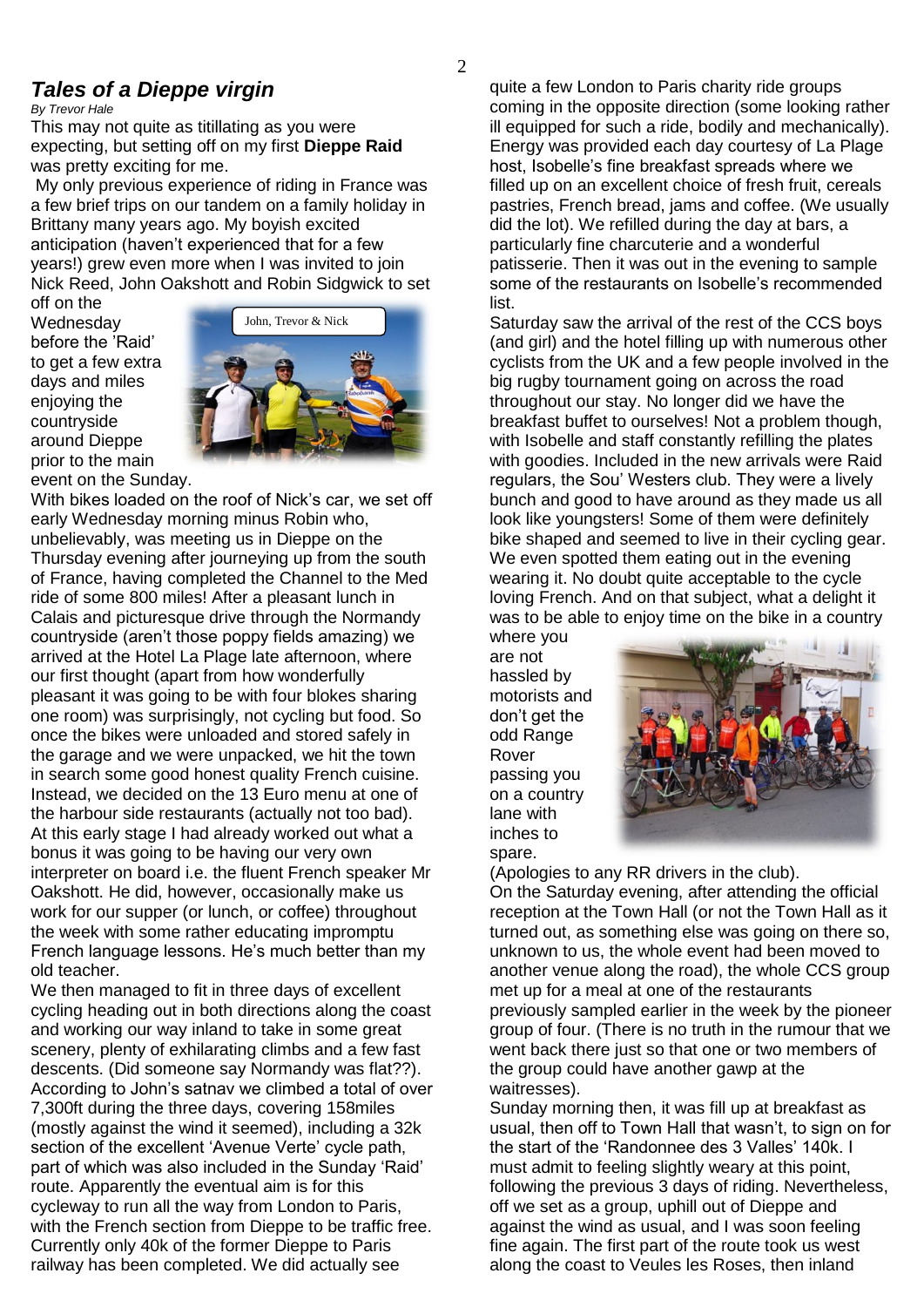## *Tales of a Dieppe virgin*

*By Trevor Hale*

This may not quite as titillating as you were expecting, but setting off on my first **Dieppe Raid** was pretty exciting for me.

My only previous experience of riding in France was a few brief trips on our tandem on a family holiday in Brittany many years ago. My boyish excited anticipation (haven't experienced that for a few years!) grew even more when I was invited to join Nick Reed, John Oakshott and Robin Sidgwick to set off on the Wednesday before the 'Raid' to get a few extra days and miles enjoying the countryside around Dieppe prior to the main event on the Sunday.

John, Trevor & Nick

With bikes loaded on the roof of Nick's car, we set off early Wednesday morning minus Robin who, unbelievably, was meeting us in Dieppe on the Thursday evening after journeying up from the south of France, having completed the Channel to the Med ride of some 800 miles! After a pleasant lunch in Calais and picturesque drive through the Normandy countryside (aren't those poppy fields amazing) we arrived at the Hotel La Plage late afternoon, where our first thought (apart from how wonderfully pleasant it was going to be with four blokes sharing one room) was surprisingly, not cycling but food. So once the bikes were unloaded and stored safely in the garage and we were unpacked, we hit the town in search some good honest quality French cuisine. Instead, we decided on the 13 Euro menu at one of the harbour side restaurants (actually not too bad). At this early stage I had already worked out what a bonus it was going to be having our very own interpreter on board i.e. the fluent French speaker Mr Oakshott. He did, however, occasionally make us work for our supper (or lunch, or coffee) throughout the week with some rather educating impromptu French language lessons. He's much better than my old teacher.

We then managed to fit in three days of excellent cycling heading out in both directions along the coast and working our way inland to take in some great scenery, plenty of exhilarating climbs and a few fast descents. (Did someone say Normandy was flat??). According to John's satnav we climbed a total of over 7,300ft during the three days, covering 158miles (mostly against the wind it seemed), including a 32k section of the excellent 'Avenue Verte' cycle path, part of which was also included in the Sunday 'Raid' route. Apparently the eventual aim is for this cycleway to run all the way from London to Paris, with the French section from Dieppe to be traffic free. Currently only 40k of the former Dieppe to Paris railway has been completed. We did actually see quite a few London to Paris charity ride groups coming in the opposite direction (some looking rather ill equipped for such a ride, bodily and mechanically). Energy was provided each day courtesy of La Plage host, Isobelle's fine breakfast spreads where we filled up on an excellent choice of fresh fruit, cereals pastries, French bread, jams and coffee. (We usually did the lot). We refilled during the day at bars, a particularly fine charcuterie and a wonderful patisserie. Then it was out in the evening to sample some of the restaurants on Isobelle's recommended list.

Saturday saw the arrival of the rest of the CCS boys (and girl) and the hotel filling up with numerous other cyclists from the UK and a few people involved in the big rugby tournament going on across the road throughout our stay. No longer did we have the breakfast buffet to ourselves! Not a problem though, with Isobelle and staff constantly refilling the plates with goodies. Included in the new arrivals were Raid regulars, the Sou' Westers club. They were a lively bunch and good to have around as they made us all look like youngsters! Some of them were definitely bike shaped and seemed to live in their cycling gear. We even spotted them eating out in the evening wearing it. No doubt quite acceptable to the cycle loving French. And on that subject, what a delight it was to be able to enjoy time on the bike in a country where you are not hassled by motorists and don't get the odd Range Rover passing you on a country lane with inches to spare.

(Apologies to any RR drivers in the club).

On the Saturday evening, after attending the official reception at the Town Hall (or not the Town Hall as it turned out, as something else was going on there so, unknown to us, the whole event had been moved to another venue along the road), the whole CCS group met up for a meal at one of the restaurants previously sampled earlier in the week by the pioneer group of four. (There is no truth in the rumour that we went back there just so that one or two members of the group could have another gawp at the waitresses).

Sunday morning then, it was fill up at breakfast as usual, then off to Town Hall that wasn't, to sign on for the start of the 'Randonnee des 3 Valles' 140k. I must admit to feeling slightly weary at this point, following the previous 3 days of riding. Nevertheless, off we set as a group, uphill out of Dieppe and against the wind as usual, and I was soon feeling fine again. The first part of the route took us west along the coast to Veules les Roses, then inland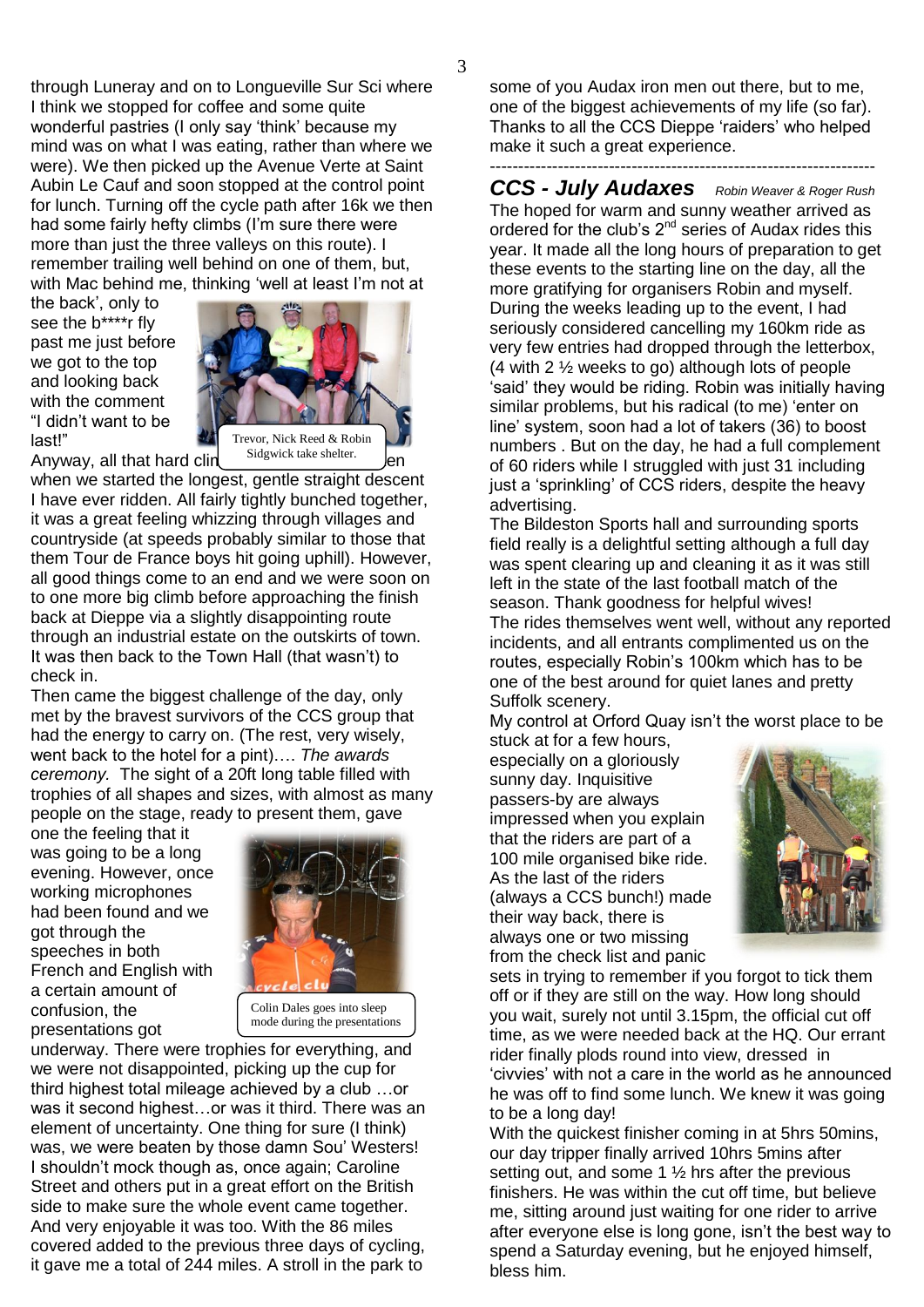through Luneray and on to Longueville Sur Sci where I think we stopped for coffee and some quite wonderful pastries (I only say 'think' because my mind was on what I was eating, rather than where we were). We then picked up the Avenue Verte at Saint Aubin Le Cauf and soon stopped at the control point for lunch. Turning off the cycle path after 16k we then had some fairly hefty climbs (I'm sure there were more than just the three valleys on this route). I remember trailing well behind on one of them, but, with Mac behind me, thinking 'well at least I'm not at the back', only to see the b****r fly past me just before we got to the top and looking back with the comment "I didn't want to be last!"

Trevor, Nick Reed & Robin Sidgwick take shelter.

Anyway, all that hard climbing was rewarded when we started the longest, gentle straight descent I have ever ridden. All fairly tightly bunched together, it was a great feeling whizzing through villages and countryside (at speeds probably similar to those that them Tour de France boys hit going uphill). However, all good things come to an end and we were soon on to one more big climb before approaching the finish back at Dieppe via a slightly disappointing route through an industrial estate on the outskirts of town. It was then back to the Town Hall (that wasn't) to check in.

Then came the biggest challenge of the day, only met by the bravest survivors of the CCS group that had the energy to carry on. (The rest, very wisely, went back to the hotel for a pint)…. *The awards ceremony.* The sight of a 20ft long table filled with trophies of all shapes and sizes, with almost as many people on the stage, ready to present them, gave one the feeling that it was going to be a long evening. However, once working microphones had been found and we got through the speeches in both French and English with a certain amount of confusion, the presentations got underway. There were trophies for everything, and we were not disappointed, picking up the cup for third highest total mileage achieved by a club …or was it second highest…or was it third. There was an element of uncertainty. One thing for sure (I think) was, we were beaten by those damn Sou' Westers! I shouldn't mock though as, once again; Caroline Street and others put in a great effort on the British side to make sure the whole event came together. And very enjoyable it was too. With the 86 miles covered added to the previous three days of cycling, it gave me a total of 244 miles. A stroll in the park to some of you Audax iron men out there, but to me, one of the biggest achievements of my life (so far). Thanks to all the CCS Dieppe 'raiders' who helped make it such a great experience.

Colin Dales goes into sleep mode during the presentations

---

## CCS - July Audaxes

*Robin Weaver & Roger Rush*

The hoped for warm and sunny weather arrived as ordered for the club's 2[nd] series of Audax rides this year. It made all the long hours of preparation to get these events to the starting line on the day, all the more gratifying for organisers Robin and myself. During the weeks leading up to the event, I had seriously considered cancelling my 160km ride as very few entries had dropped through the letterbox, (4 with 2 ½ weeks to go) although lots of people 'said' they would be riding. Robin was initially having similar problems, but his radical (to me) 'enter on line' system, soon had a lot of takers (36) to boost numbers . But on the day, he had a full complement of 60 riders while I struggled with just 31 including just a 'sprinkling' of CCS riders, despite the heavy advertising.

The Bildeston Sports hall and surrounding sports field really is a delightful setting although a full day was spent clearing up and cleaning it as it was still left in the state of the last football match of the season. Thank goodness for helpful wives!

The rides themselves went well, without any reported incidents, and all entrants complimented us on the routes, especially Robin's 100km which has to be one of the best around for quiet lanes and pretty Suffolk scenery.

My control at Orford Quay isn't the worst place to be stuck at for a few hours, especially on a gloriously sunny day. Inquisitive passers-by are always impressed when you explain that the riders are part of a 100 mile organised bike ride. As the last of the riders (always a CCS bunch!) made their way back, there is always one or two missing from the check list and panic sets in trying to remember if you forgot to tick them off or if they are still on the way. How long should you wait, surely not until 3.15pm, the official cut off time, as we were needed back at the HQ. Our errant rider finally plods round into view, dressed in 'civvies' with not a care in the world as he announced he was off to find some lunch. We knew it was going to be a long day!

With the quickest finisher coming in at 5hrs 50mins, our day tripper finally arrived 10hrs 5mins after setting out, and some 1 ½ hrs after the previous finishers. He was within the cut off time, but believe me, sitting around just waiting for one rider to arrive after everyone else is long gone, isn't the best way to spend a Saturday evening, but he enjoyed himself, bless him.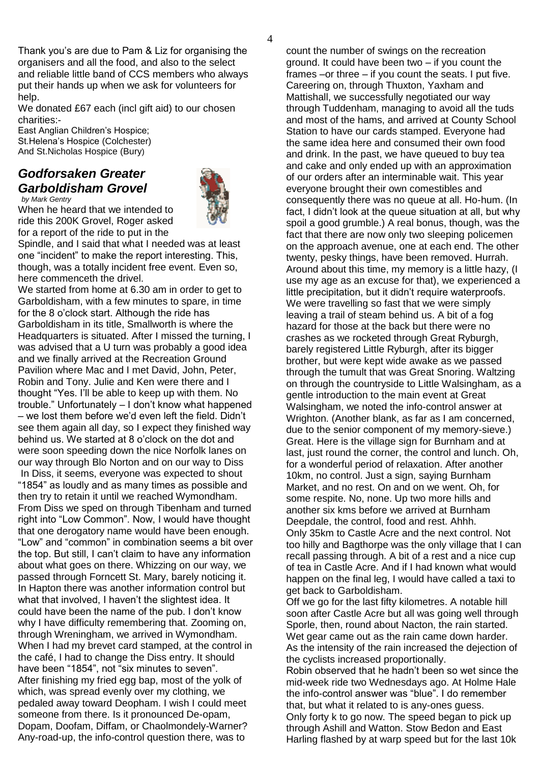Thank you's are due to Pam & Liz for organising the organisers and all the food, and also to the select and reliable little band of CCS members who always put their hands up when we ask for volunteers for help.

We donated £67 each (incl gift aid) to our chosen charities:-

East Anglian Children's Hospice;
St.Helena's Hospice (Colchester)
And St.Nicholas Hospice (Bury)

## *Godforsaken Greater Garboldisham Grovel*

*by Mark Gentry*

When he heard that we intended to ride this 200K Grovel, Roger asked for a report of the ride to put in the Spindle, and I said that what I needed was at least one "incident" to make the report interesting. This, though, was a totally incident free event. Even so, here commenceth the drivel.

We started from home at 6.30 am in order to get to Garboldisham, with a few minutes to spare, in time for the 8 o'clock start. Although the ride has Garboldisham in its title, Smallworth is where the Headquarters is situated. After I missed the turning, I was advised that a U turn was probably a good idea and we finally arrived at the Recreation Ground Pavilion where Mac and I met David, John, Peter, Robin and Tony. Julie and Ken were there and I thought "Yes. I'll be able to keep up with them. No trouble." Unfortunately – I don't know what happened – we lost them before we'd even left the field. Didn't see them again all day, so I expect they finished way behind us. We started at 8 o'clock on the dot and were soon speeding down the nice Norfolk lanes on our way through Blo Norton and on our way to Diss

In Diss, it seems, everyone was expected to shout "1854" as loudly and as many times as possible and then try to retain it until we reached Wymondham. From Diss we sped on through Tibenham and turned right into "Low Common". Now, I would have thought that one derogatory name would have been enough. "Low" and "common" in combination seems a bit over the top. But still, I can't claim to have any information about what goes on there. Whizzing on our way, we passed through Forncett St. Mary, barely noticing it. In Hapton there was another information control but what that involved, I haven't the slightest idea. It could have been the name of the pub. I don't know why I have difficulty remembering that. Zooming on, through Wreningham, we arrived in Wymondham. When I had my brevet card stamped, at the control in the café, I had to change the Diss entry. It should have been "1854", not "six minutes to seven".

After finishing my fried egg bap, most of the yolk of which, was spread evenly over my clothing, we pedaled away toward Deopham. I wish I could meet someone from there. Is it pronounced De-opam, Dopam, Doofam, Diffam, or Chaolmondely-Warner? Any-road-up, the info-control question there, was to count the number of swings on the recreation ground. It could have been two – if you count the frames –or three – if you count the seats. I put five. Careering on, through Thuxton, Yaxham and Mattishall, we successfully negotiated our way through Tuddenham, managing to avoid all the tuds and most of the hams, and arrived at County School Station to have our cards stamped. Everyone had the same idea here and consumed their own food and drink. In the past, we have queued to buy tea and cake and only ended up with an approximation of our orders after an interminable wait. This year everyone brought their own comestibles and consequently there was no queue at all. Ho-hum. (In fact, I didn't look at the queue situation at all, but why spoil a good grumble.) A real bonus, though, was the fact that there are now only two sleeping policemen on the approach avenue, one at each end. The other twenty, pesky things, have been removed. Hurrah. Around about this time, my memory is a little hazy, (I use my age as an excuse for that), we experienced a little precipitation, but it didn't require waterproofs. We were travelling so fast that we were simply leaving a trail of steam behind us. A bit of a fog hazard for those at the back but there were no crashes as we rocketed through Great Ryburgh, barely registered Little Ryburgh, after its bigger brother, but were kept wide awake as we passed through the tumult that was Great Snoring. Waltzing on through the countryside to Little Walsingham, as a gentle introduction to the main event at Great Walsingham, we noted the info-control answer at Wrighton. (Another blank, as far as I am concerned, due to the senior component of my memory-sieve.) Great. Here is the village sign for Burnham and at last, just round the corner, the control and lunch. Oh, for a wonderful period of relaxation. After another 10km, no control. Just a sign, saying Burnham Market, and no rest. On and on we went. Oh, for some respite. No, none. Up two more hills and another six kms before we arrived at Burnham Deepdale, the control, food and rest. Ahhh.

Only 35km to Castle Acre and the next control. Not too hilly and Bagthorpe was the only village that I can recall passing through. A bit of a rest and a nice cup of tea in Castle Acre. And if I had known what would happen on the final leg, I would have called a taxi to get back to Garboldisham.

Off we go for the last fifty kilometres. A notable hill soon after Castle Acre but all was going well through Sporle, then, round about Nacton, the rain started. Wet gear came out as the rain came down harder. As the intensity of the rain increased the dejection of the cyclists increased proportionally.

Robin observed that he hadn't been so wet since the mid-week ride two Wednesdays ago. At Holme Hale the info-control answer was "blue". I do remember that, but what it related to is any-ones guess.

Only forty k to go now. The speed began to pick up through Ashill and Watton. Stow Bedon and East Harling flashed by at warp speed but for the last 10k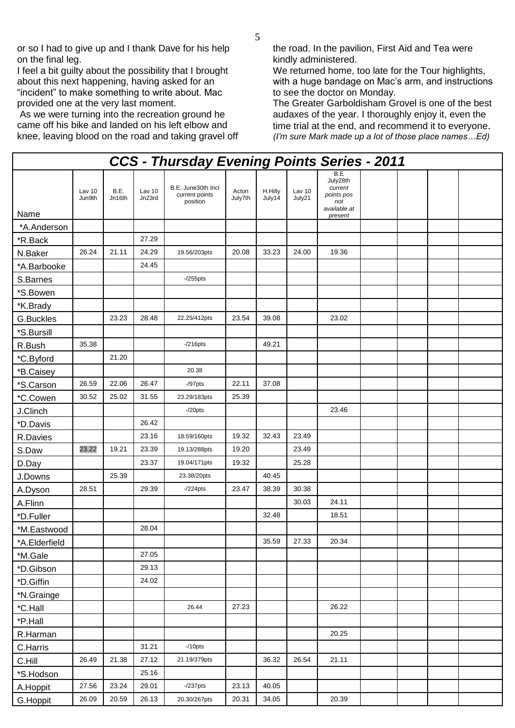or so I had to give up and I thank Dave for his help on the final leg.

I feel a bit guilty about the possibility that I brought about this next happening, having asked for an "incident" to make something to write about. Mac provided one at the very last moment.

As we were turning into the recreation ground he came off his bike and landed on his left elbow and knee, leaving blood on the road and taking gravel off the road. In the pavilion, First Aid and Tea were kindly administered.

We returned home, too late for the Tour highlights, with a huge bandage on Mac's arm, and instructions to see the doctor on Monday.

The Greater Garboldisham Grovel is one of the best audaxes of the year. I thoroughly enjoy it, even the time trial at the end, and recommend it to everyone.
*(I'm sure Mark made up a lot of those place names…Ed)*

## CCS - Thursday Evening Points Series - 2011

| Name | Lav 10 Jun9th | B.E. Jn16th | Lav 10 Jn23rd | B.E. June30th Incl current points position | Acton July7th | H.Hilly July14 | Lav 10 July21 | B.E July28th *current points pos not available at present* | | | | |
|---|---|---|---|---|---|---|---|---|---|---|---|---|
| *A.Anderson | | | | | | | | | | | | |
| *R.Back | | | 27.29 | | | | | | | | | |
| N.Baker | 26.24 | 21.11 | 24.29 | 19.56/203pts | 20.08 | 33.23 | 24.00 | 19.36 | | | | |
| *A.Barbooke | | | 24.45 | | | | | | | | | |
| S.Barnes | | | | -/255pts | | | | | | | | |
| *S.Bowen | | | | | | | | | | | | |
| *K.Brady | | | | | | | | | | | | |
| G.Buckles | | 23.23 | 28.48 | 22.25/412pts | 23.54 | 39.08 | | 23.02 | | | | |
| *S.Bursill | | | | | | | | | | | | |
| R.Bush | 35.38 | | | -/216pts | | 49.21 | | | | | | |
| *C.Byford | | 21.20 | | | | | | | | | | |
| *B.Caisey | | | | 20.38 | | | | | | | | |
| *S.Carson | 26.59 | 22.06 | 26.47 | -/97pts | 22.11 | 37.08 | | | | | | |
| *C.Cowen | 30.52 | 25.02 | 31.55 | 23.29/183pts | 25.39 | | | | | | | |
| J.Clinch | | | | -/20pts | | | | 23.46 | | | | |
| *D.Davis | | | 26.42 | | | | | | | | | |
| R.Davies | | | 23.16 | 18.59/160pts | 19.32 | 32.43 | 23.49 | | | | | |
| S.Daw | 23.22 | 19.21 | 23.39 | 19.13/288pts | 19.20 | | 23.49 | | | | | |
| D.Day | | | 23.37 | 19.04/171pts | 19.32 | | 25.28 | | | | | |
| J.Downs | | 25.39 | | 23.38/20pts | | 40.45 | | | | | | |
| A.Dyson | 28.51 | | 29.39 | -/224pts | 23.47 | 38.39 | 30.38 | | | | | |
| A.Flinn | | | | | | | 30.03 | 24.11 | | | | |
| *D.Fuller | | | | | | 32.48 | | 18.51 | | | | |
| *M.Eastwood | | | 28.04 | | | | | | | | | |
| *A.Elderfield | | | | | | 35.59 | 27.33 | 20.34 | | | | |
| *M.Gale | | | 27.05 | | | | | | | | | |
| *D.Gibson | | | 29.13 | | | | | | | | | |
| *D.Giffin | | | 24.02 | | | | | | | | | |
| *N.Grainge | | | | | | | | | | | | |
| *C.Hall | | | | 26.44 | 27.23 | | | 26.22 | | | | |
| *P.Hall | | | | | | | | | | | | |
| R.Harman | | | | | | | | 20.25 | | | | |
| C.Harris | | | 31.21 | -/10pts | | | | | | | | |
| C.Hill | 26.49 | 21.38 | 27.12 | 21.19/379pts | | 36.32 | 26.54 | 21.11 | | | | |
| *S.Hodson | | | 25.16 | | | | | | | | | |
| A.Hoppit | 27.56 | 23.24 | 29.01 | -/237pts | 23.13 | 40.05 | | | | | | |
| G.Hoppit | 26.09 | 20.59 | 26.13 | 20.30/267pts | 20.31 | 34.05 | | 20.39 | | | | |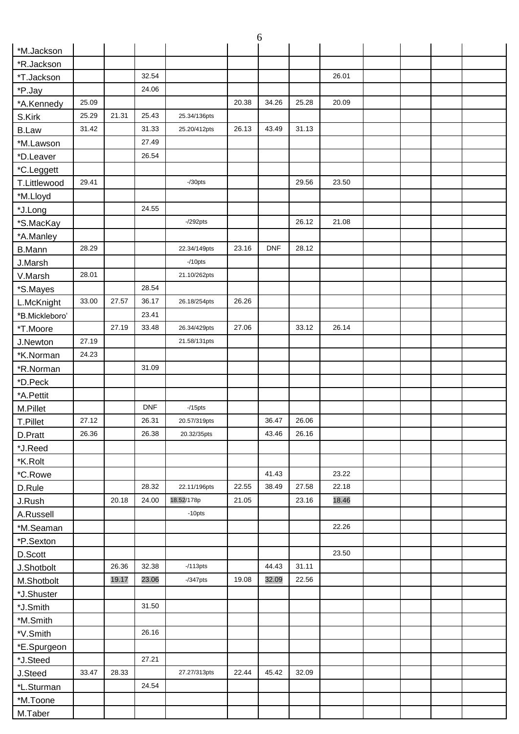| | | | | | | | | | | | | |
|---|---|---|---|---|---|---|---|---|---|---|---|---|
| *M.Jackson | | | | | | | | | | | | |
| *R.Jackson | | | | | | | | | | | | |
| *T.Jackson | | | 32.54 | | | | | 26.01 | | | | |
| *P.Jay | | | 24.06 | | | | | | | | | |
| *A.Kennedy | 25.09 | | | | 20.38 | 34.26 | 25.28 | 20.09 | | | | |
| S.Kirk | 25.29 | 21.31 | 25.43 | 25.34/136pts | | | | | | | | |
| B.Law | 31.42 | | 31.33 | 25.20/412pts | 26.13 | 43.49 | 31.13 | | | | | |
| *M.Lawson | | | 27.49 | | | | | | | | | |
| *D.Leaver | | | 26.54 | | | | | | | | | |
| *C.Leggett | | | | | | | | | | | | |
| T.Littlewood | 29.41 | | | -/30pts | | | 29.56 | 23.50 | | | | |
| *M.Lloyd | | | | | | | | | | | | |
| *J.Long | | | 24.55 | | | | | | | | | |
| *S.MacKay | | | | -/292pts | | | 26.12 | 21.08 | | | | |
| *A.Manley | | | | | | | | | | | | |
| B.Mann | 28.29 | | | 22.34/149pts | 23.16 | DNF | 28.12 | | | | | |
| J.Marsh | | | | -/10pts | | | | | | | | |
| V.Marsh | 28.01 | | | 21.10/262pts | | | | | | | | |
| *S.Mayes | | | 28.54 | | | | | | | | | |
| L.McKnight | 33.00 | 27.57 | 36.17 | 26.18/254pts | 26.26 | | | | | | | |
| *B.Mickleboro' | | | 23.41 | | | | | | | | | |
| *T.Moore | | 27.19 | 33.48 | 26.34/429pts | 27.06 | | 33.12 | 26.14 | | | | |
| J.Newton | 27.19 | | | 21.58/131pts | | | | | | | | |
| *K.Norman | 24.23 | | | | | | | | | | | |
| *R.Norman | | | 31.09 | | | | | | | | | |
| *D.Peck | | | | | | | | | | | | |
| *A.Pettit | | | | | | | | | | | | |
| M.Pillet | | | DNF | -/15pts | | | | | | | | |
| T.Pillet | 27.12 | | 26.31 | 20.57/319pts | | 36.47 | 26.06 | | | | | |
| D.Pratt | 26.36 | | 26.38 | 20.32/35pts | | 43.46 | 26.16 | | | | | |
| *J.Reed | | | | | | | | | | | | |
| *K.Rolt | | | | | | | | | | | | |
| *C.Rowe | | | | | | 41.43 | | 23.22 | | | | |
| D.Rule | | | 28.32 | 22.11/196pts | 22.55 | 38.49 | 27.58 | 22.18 | | | | |
| J.Rush | | 20.18 | 24.00 | 18.52/178p | 21.05 | | 23.16 | 18.46 | | | | |
| A.Russell | | | | -10pts | | | | | | | | |
| *M.Seaman | | | | | | | | 22.26 | | | | |
| *P.Sexton | | | | | | | | | | | | |
| D.Scott | | | | | | | | 23.50 | | | | |
| J.Shotbolt | | 26.36 | 32.38 | -/113pts | | 44.43 | 31.11 | | | | | |
| M.Shotbolt | | 19.17 | 23.06 | -/347pts | 19.08 | 32.09 | 22.56 | | | | | |
| *J.Shuster | | | | | | | | | | | | |
| *J.Smith | | | 31.50 | | | | | | | | | |
| *M.Smith | | | | | | | | | | | | |
| *V.Smith | | | 26.16 | | | | | | | | | |
| *E.Spurgeon | | | | | | | | | | | | |
| *J.Steed | | | 27.21 | | | | | | | | | |
| J.Steed | 33.47 | 28.33 | | 27.27/313pts | 22.44 | 45.42 | 32.09 | | | | | |
| *L.Sturman | | | 24.54 | | | | | | | | | |
| *M.Toone | | | | | | | | | | | | |
| M.Taber | | | | | | | | | | | | |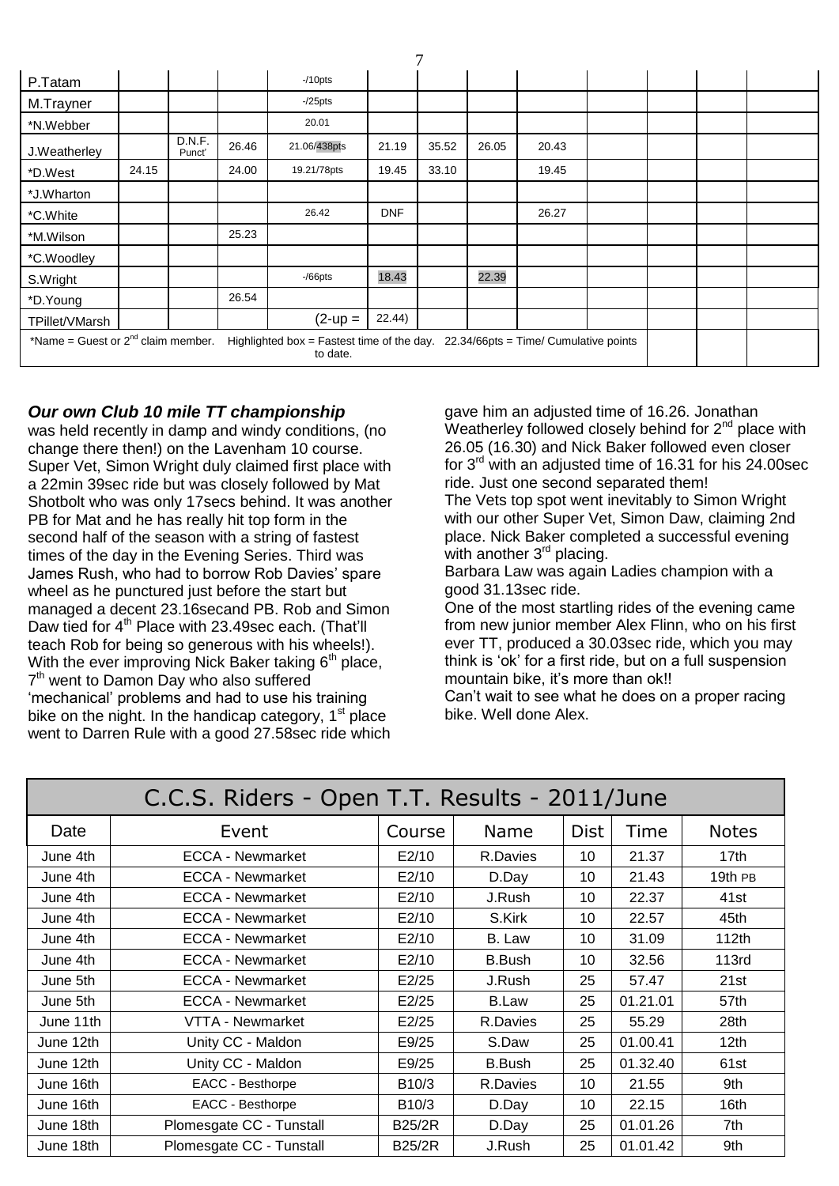| | | | | | | | | | | | | |
|---|---|---|---|---|---|---|---|---|---|---|---|---|
| P.Tatam | | | | -/10pts | | | | | | | | |
| M.Trayner | | | | -/25pts | | | | | | | | |
| *N.Webber | | | | 20.01 | | | | | | | | |
| J.Weatherley | | D.N.F. Punct' | 26.46 | 21.06/438pts | 21.19 | 35.52 | 26.05 | 20.43 | | | | |
| *D.West | 24.15 | | 24.00 | 19.21/78pts | 19.45 | 33.10 | | 19.45 | | | | |
| *J.Wharton | | | | | | | | | | | | |
| *C.White | | | | 26.42 | DNF | | | 26.27 | | | | |
| *M.Wilson | | | 25.23 | | | | | | | | | |
| *C.Woodley | | | | | | | | | | | | |
| S.Wright | | | | -/66pts | 18.43 | | 22.39 | | | | | |
| *D.Young | | | 26.54 | | | | | | | | | |
| TPillet/VMarsh | | | | (2-up = | 22.44) | | | | | | | |
| *Name = Guest or 2nd claim member. Highlighted box = Fastest time of the day. 22.34/66pts = Time/ Cumulative points to date. | | | | | | | | | | | | |

***Our own Club 10 mile TT championship***

was held recently in damp and windy conditions, (no change there then!) on the Lavenham 10 course. Super Vet, Simon Wright duly claimed first place with a 22min 39sec ride but was closely followed by Mat Shotbolt who was only 17secs behind. It was another PB for Mat and he has really hit top form in the second half of the season with a string of fastest times of the day in the Evening Series. Third was James Rush, who had to borrow Rob Davies' spare wheel as he punctured just before the start but managed a decent 23.16secand PB. Rob and Simon Daw tied for 4th Place with 23.49sec each. (That'll teach Rob for being so generous with his wheels!). With the ever improving Nick Baker taking 6th place, 7th went to Damon Day who also suffered 'mechanical' problems and had to use his training bike on the night. In the handicap category, 1st place went to Darren Rule with a good 27.58sec ride which gave him an adjusted time of 16.26. Jonathan Weatherley followed closely behind for 2nd place with 26.05 (16.30) and Nick Baker followed even closer for 3rd with an adjusted time of 16.31 for his 24.00sec ride. Just one second separated them!

The Vets top spot went inevitably to Simon Wright with our other Super Vet, Simon Daw, claiming 2nd place. Nick Baker completed a successful evening with another 3rd placing.

Barbara Law was again Ladies champion with a good 31.13sec ride.

One of the most startling rides of the evening came from new junior member Alex Flinn, who on his first ever TT, produced a 30.03sec ride, which you may think is 'ok' for a first ride, but on a full suspension mountain bike, it's more than ok!!

Can't wait to see what he does on a proper racing bike. Well done Alex.

## C.C.S. Riders - Open T.T. Results - 2011/June

| Date | Event | Course | Name | Dist | Time | Notes |
|---|---|---|---|---|---|---|
| June 4th | ECCA - Newmarket | E2/10 | R.Davies | 10 | 21.37 | 17th |
| June 4th | ECCA - Newmarket | E2/10 | D.Day | 10 | 21.43 | 19th PB |
| June 4th | ECCA - Newmarket | E2/10 | J.Rush | 10 | 22.37 | 41st |
| June 4th | ECCA - Newmarket | E2/10 | S.Kirk | 10 | 22.57 | 45th |
| June 4th | ECCA - Newmarket | E2/10 | B. Law | 10 | 31.09 | 112th |
| June 4th | ECCA - Newmarket | E2/10 | B.Bush | 10 | 32.56 | 113rd |
| June 5th | ECCA - Newmarket | E2/25 | J.Rush | 25 | 57.47 | 21st |
| June 5th | ECCA - Newmarket | E2/25 | B.Law | 25 | 01.21.01 | 57th |
| June 11th | VTTA - Newmarket | E2/25 | R.Davies | 25 | 55.29 | 28th |
| June 12th | Unity CC - Maldon | E9/25 | S.Daw | 25 | 01.00.41 | 12th |
| June 12th | Unity CC - Maldon | E9/25 | B.Bush | 25 | 01.32.40 | 61st |
| June 16th | EACC - Besthorpe | B10/3 | R.Davies | 10 | 21.55 | 9th |
| June 16th | EACC - Besthorpe | B10/3 | D.Day | 10 | 22.15 | 16th |
| June 18th | Plomesgate CC - Tunstall | B25/2R | D.Day | 25 | 01.01.26 | 7th |
| June 18th | Plomesgate CC - Tunstall | B25/2R | J.Rush | 25 | 01.01.42 | 9th |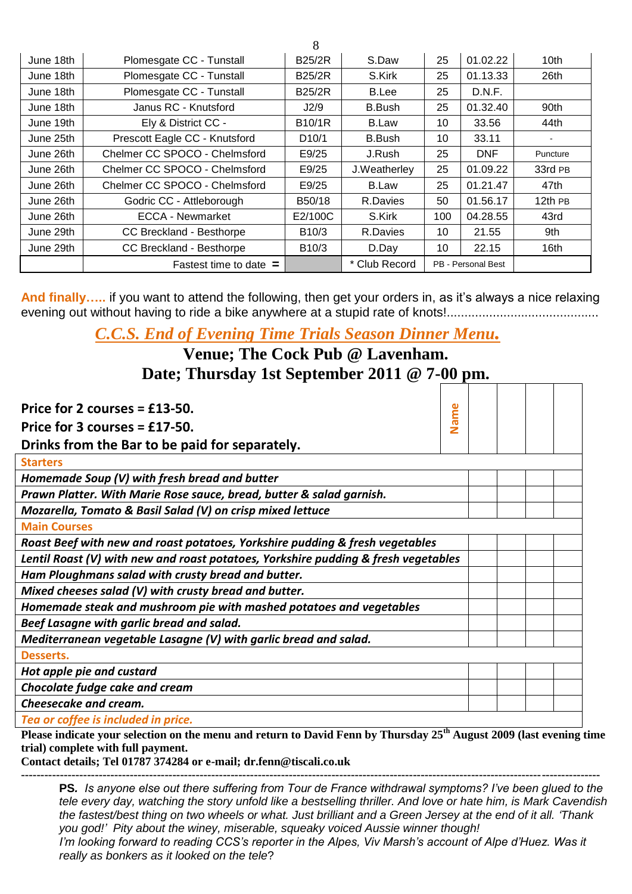| | | | | | | |
|---|---|---|---|---|---|---|
| June 18th | Plomesgate CC - Tunstall | B25/2R | S.Daw | 25 | 01.02.22 | 10th |
| June 18th | Plomesgate CC - Tunstall | B25/2R | S.Kirk | 25 | 01.13.33 | 26th |
| June 18th | Plomesgate CC - Tunstall | B25/2R | B.Lee | 25 | D.N.F. | |
| June 18th | Janus RC - Knutsford | J2/9 | B.Bush | 25 | 01.32.40 | 90th |
| June 19th | Ely & District CC - | B10/1R | B.Law | 10 | 33.56 | 44th |
| June 25th | Prescott Eagle CC - Knutsford | D10/1 | B.Bush | 10 | 33.11 | - |
| June 26th | Chelmer CC SPOCO - Chelmsford | E9/25 | J.Rush | 25 | DNF | Puncture |
| June 26th | Chelmer CC SPOCO - Chelmsford | E9/25 | J.Weatherley | 25 | 01.09.22 | 33rd PB |
| June 26th | Chelmer CC SPOCO - Chelmsford | E9/25 | B.Law | 25 | 01.21.47 | 47th |
| June 26th | Godric CC - Attleborough | B50/18 | R.Davies | 50 | 01.56.17 | 12th PB |
| June 26th | ECCA - Newmarket | E2/100C | S.Kirk | 100 | 04.28.55 | 43rd |
| June 29th | CC Breckland - Besthorpe | B10/3 | R.Davies | 10 | 21.55 | 9th |
| June 29th | CC Breckland - Besthorpe | B10/3 | D.Day | 10 | 22.15 | 16th |
| | Fastest time to date = | | * Club Record | PB - Personal Best | | |

**And finally…..** if you want to attend the following, then get your orders in, as it's always a nice relaxing evening out without having to ride a bike anywhere at a stupid rate of knots!..........................................

## *C.C.S. End of Evening Time Trials Season Dinner Menu.*

### Venue; The Cock Pub @ Lavenham.

### Date; Thursday 1st September 2011 @ 7-00 pm.

| **Price for 2 courses = £13-50.**<br>**Price for 3 courses = £17-50.**<br>**Drinks from the Bar to be paid for separately.** | **Name** | | | |
|---|---|---|---|---|
| **Starters** | | | | |
| ***Homemade Soup (V) with fresh bread and butter*** | | | | |
| ***Prawn Platter. With Marie Rose sauce, bread, butter & salad garnish.*** | | | | |
| ***Mozarella, Tomato & Basil Salad (V) on crisp mixed lettuce*** | | | | |
| **Main Courses** | | | | |
| ***Roast Beef with new and roast potatoes, Yorkshire pudding & fresh vegetables*** | | | | |
| ***Lentil Roast (V) with new and roast potatoes, Yorkshire pudding & fresh vegetables*** | | | | |
| ***Ham Ploughmans salad with crusty bread and butter.*** | | | | |
| ***Mixed cheeses salad (V) with crusty bread and butter.*** | | | | |
| ***Homemade steak and mushroom pie with mashed potatoes and vegetables*** | | | | |
| ***Beef Lasagne with garlic bread and salad.*** | | | | |
| ***Mediterranean vegetable Lasagne (V) with garlic bread and salad.*** | | | | |
| **Desserts.** | | | | |
| ***Hot apple pie and custard*** | | | | |
| ***Chocolate fudge cake and cream*** | | | | |
| ***Cheesecake and cream.*** | | | | |
| ***Tea or coffee is included in price.*** | | | | |

**Please indicate your selection on the menu and return to David Fenn by Thursday 25th August 2009 (last evening time trial) complete with full payment.**

**Contact details; Tel 01787 374284 or e-mail; dr.fenn@tiscali.co.uk**

---

**PS.** *Is anyone else out there suffering from Tour de France withdrawal symptoms? I've been glued to the tele every day, watching the story unfold like a bestselling thriller. And love or hate him, is Mark Cavendish the fastest/best thing on two wheels or what. Just brilliant and a Green Jersey at the end of it all. 'Thank you god!' Pity about the winey, miserable, squeaky voiced Aussie winner though!*

*I'm looking forward to reading CCS's reporter in the Alpes, Viv Marsh's account of Alpe d'Huez. Was it really as bonkers as it looked on the tele?*